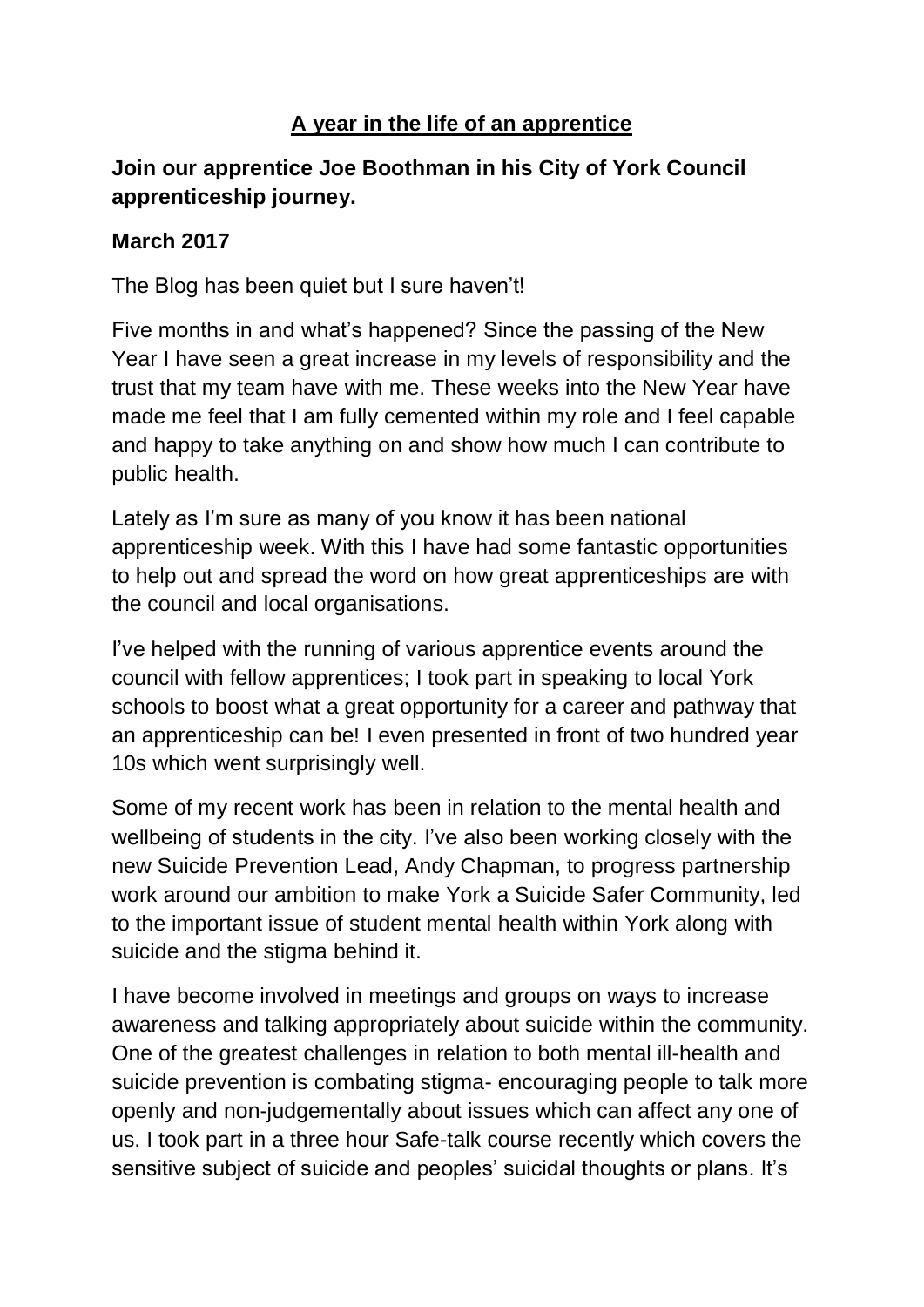# A year in the life of an apprentice

**Join our apprentice Joe Boothman in his City of York Council apprenticeship journey.**

## March 2017

The Blog has been quiet but I sure haven't!

Five months in and what's happened? Since the passing of the New Year I have seen a great increase in my levels of responsibility and the trust that my team have with me. These weeks into the New Year have made me feel that I am fully cemented within my role and I feel capable and happy to take anything on and show how much I can contribute to public health.

Lately as I'm sure as many of you know it has been national apprenticeship week. With this I have had some fantastic opportunities to help out and spread the word on how great apprenticeships are with the council and local organisations.

I've helped with the running of various apprentice events around the council with fellow apprentices; I took part in speaking to local York schools to boost what a great opportunity for a career and pathway that an apprenticeship can be! I even presented in front of two hundred year 10s which went surprisingly well.

Some of my recent work has been in relation to the mental health and wellbeing of students in the city. I've also been working closely with the new Suicide Prevention Lead, Andy Chapman, to progress partnership work around our ambition to make York a Suicide Safer Community, led to the important issue of student mental health within York along with suicide and the stigma behind it.

I have become involved in meetings and groups on ways to increase awareness and talking appropriately about suicide within the community. One of the greatest challenges in relation to both mental ill-health and suicide prevention is combating stigma- encouraging people to talk more openly and non-judgementally about issues which can affect any one of us. I took part in a three hour Safe-talk course recently which covers the sensitive subject of suicide and peoples' suicidal thoughts or plans. It's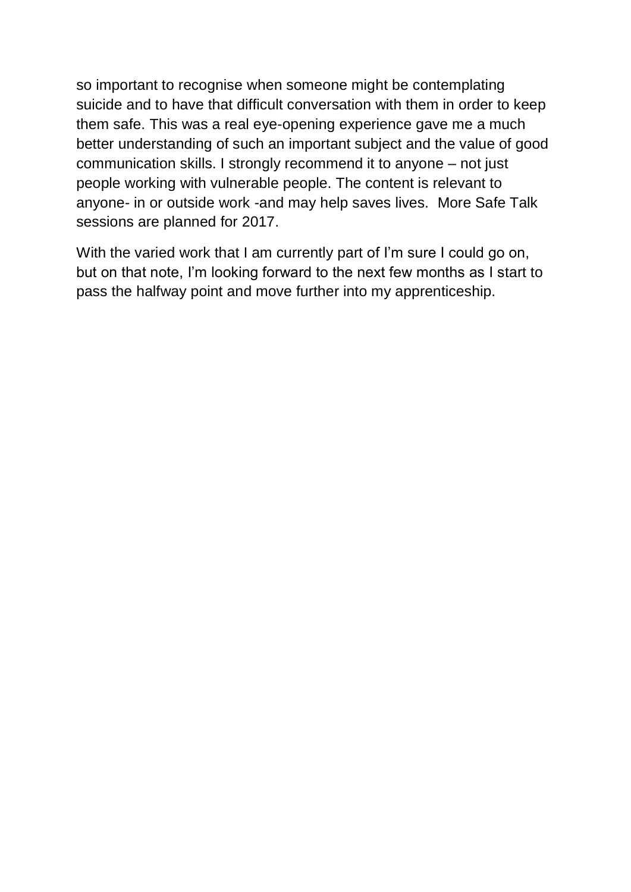so important to recognise when someone might be contemplating suicide and to have that difficult conversation with them in order to keep them safe. This was a real eye-opening experience gave me a much better understanding of such an important subject and the value of good communication skills. I strongly recommend it to anyone – not just people working with vulnerable people. The content is relevant to anyone- in or outside work -and may help saves lives. More Safe Talk sessions are planned for 2017.

With the varied work that I am currently part of I'm sure I could go on, but on that note, I'm looking forward to the next few months as I start to pass the halfway point and move further into my apprenticeship.